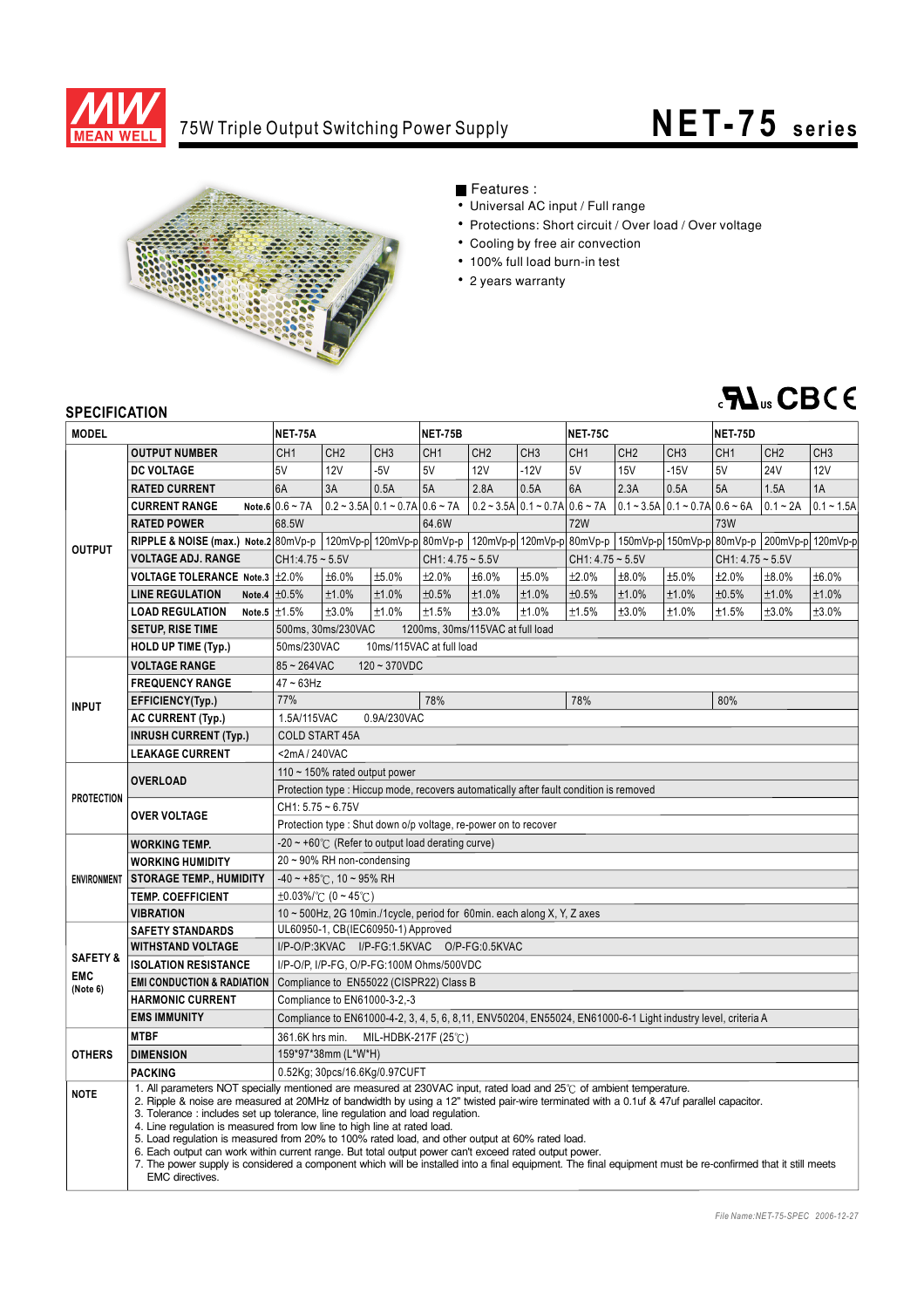# MEAN WELL

## 75W Triple Output Switching Power Supply

# NET-75 series

■ Features :

- Universal AC input / Full range
- Protections: Short circuit / Over load / Over voltage
- Cooling by free air convection
- 100% full load burn-in test
- 2 years warranty

## SPECIFICATION

| MODEL | | NET-75A | | | NET-75B | | | NET-75C | | | NET-75D | | |
|---|---|---|---|---|---|---|---|---|---|---|---|---|---|
| OUTPUT | OUTPUT NUMBER | CH1 | CH2 | CH3 | CH1 | CH2 | CH3 | CH1 | CH2 | CH3 | CH1 | CH2 | CH3 |
| | DC VOLTAGE | 5V | 12V | -5V | 5V | 12V | -12V | 5V | 15V | -15V | 5V | 24V | 12V |
| | RATED CURRENT | 6A | 3A | 0.5A | 5A | 2.8A | 0.5A | 6A | 2.3A | 0.5A | 5A | 1.5A | 1A |
| | CURRENT RANGE Note.6 | 0.6 ~ 7A | 0.2 ~ 3.5A | 0.1 ~ 0.7A | 0.6 ~ 7A | 0.2 ~ 3.5A | 0.1 ~ 0.7A | 0.6 ~ 7A | 0.1 ~ 3.5A | 0.1 ~ 0.7A | 0.6 ~ 6A | 0.1 ~ 2A | 0.1 ~ 1.5A |
| | RATED POWER | 68.5W | | | 64.6W | | | 72W | | | 73W | | |
| | RIPPLE & NOISE (max.) Note.2 | 80mVp-p | 120mVp-p | 120mVp-p | 80mVp-p | 120mVp-p | 120mVp-p | 80mVp-p | 150mVp-p | 150mVp-p | 80mVp-p | 200mVp-p | 120mVp-p |
| | VOLTAGE ADJ. RANGE | CH1:4.75 ~ 5.5V | | | CH1: 4.75 ~ 5.5V | | | CH1: 4.75 ~ 5.5V | | | CH1: 4.75 ~ 5.5V | | |
| | VOLTAGE TOLERANCE Note.3 | ±2.0% | ±6.0% | ±5.0% | ±2.0% | ±6.0% | ±5.0% | ±2.0% | ±8.0% | ±5.0% | ±2.0% | ±8.0% | ±6.0% |
| | LINE REGULATION Note.4 | ±0.5% | ±1.0% | ±1.0% | ±0.5% | ±1.0% | ±1.0% | ±0.5% | ±1.0% | ±1.0% | ±0.5% | ±1.0% | ±1.0% |
| | LOAD REGULATION Note.5 | ±1.5% | ±3.0% | ±1.0% | ±1.5% | ±3.0% | ±1.0% | ±1.5% | ±3.0% | ±1.0% | ±1.5% | ±3.0% | ±3.0% |
| | SETUP, RISE TIME | 500ms, 30ms/230VAC 1200ms, 30ms/115VAC at full load | | | | | | | | | | | |
| | HOLD UP TIME (Typ.) | 50ms/230VAC 10ms/115VAC at full load | | | | | | | | | | | |
| INPUT | VOLTAGE RANGE | 85 ~ 264VAC 120 ~ 370VDC | | | | | | | | | | | |
| | FREQUENCY RANGE | 47 ~ 63Hz | | | | | | | | | | | |
| | EFFICIENCY(Typ.) | 77% | | | 78% | | | 78% | | | 80% | | |
| | AC CURRENT (Typ.) | 1.5A/115VAC 0.9A/230VAC | | | | | | | | | | | |
| | INRUSH CURRENT (Typ.) | COLD START 45A | | | | | | | | | | | |
| | LEAKAGE CURRENT | <2mA / 240VAC | | | | | | | | | | | |
| PROTECTION | OVERLOAD | 110 ~ 150% rated output power | | | | | | | | | | | |
| | | Protection type : Hiccup mode, recovers automatically after fault condition is removed | | | | | | | | | | | |
| | OVER VOLTAGE | CH1: 5.75 ~ 6.75V | | | | | | | | | | | |
| | | Protection type : Shut down o/p voltage, re-power on to recover | | | | | | | | | | | |
| ENVIRONMENT | WORKING TEMP. | -20 ~ +60℃ (Refer to output load derating curve) | | | | | | | | | | | |
| | WORKING HUMIDITY | 20 ~ 90% RH non-condensing | | | | | | | | | | | |
| | STORAGE TEMP., HUMIDITY | -40 ~ +85℃, 10 ~ 95% RH | | | | | | | | | | | |
| | TEMP. COEFFICIENT | ±0.03%/℃ (0 ~ 45℃) | | | | | | | | | | | |
| | VIBRATION | 10 ~ 500Hz, 2G 10min./1cycle, period for 60min. each along X, Y, Z axes | | | | | | | | | | | |
| SAFETY & EMC (Note 6) | SAFETY STANDARDS | UL60950-1, CB(IEC60950-1) Approved | | | | | | | | | | | |
| | WITHSTAND VOLTAGE | I/P-O/P:3KVAC I/P-FG:1.5KVAC O/P-FG:0.5KVAC | | | | | | | | | | | |
| | ISOLATION RESISTANCE | I/P-O/P, I/P-FG, O/P-FG:100M Ohms/500VDC | | | | | | | | | | | |
| | EMI CONDUCTION & RADIATION | Compliance to EN55022 (CISPR22) Class B | | | | | | | | | | | |
| | HARMONIC CURRENT | Compliance to EN61000-3-2,-3 | | | | | | | | | | | |
| | EMS IMMUNITY | Compliance to EN61000-4-2, 3, 4, 5, 6, 8,11, ENV50204, EN55024, EN61000-6-1 Light industry level, criteria A | | | | | | | | | | | |
| OTHERS | MTBF | 361.6K hrs min. MIL-HDBK-217F (25℃) | | | | | | | | | | | |
| | DIMENSION | 159*97*38mm (L*W*H) | | | | | | | | | | | |
| | PACKING | 0.52Kg; 30pcs/16.6Kg/0.97CUFT | | | | | | | | | | | |

**NOTE**

1. All parameters NOT specially mentioned are measured at 230VAC input, rated load and 25℃ of ambient temperature.
2. Ripple & noise are measured at 20MHz of bandwidth by using a 12" twisted pair-wire terminated with a 0.1uf & 47uf parallel capacitor.
3. Tolerance : includes set up tolerance, line regulation and load regulation.
4. Line regulation is measured from low line to high line at rated load.
5. Load regulation is measured from 20% to 100% rated load, and other output at 60% rated load.
6. Each output can work within current range. But total output power can't exceed rated output power.
7. The power supply is considered a component which will be installed into a final equipment. The final equipment must be re-confirmed that it still meets EMC directives.

*File Name:NET-75-SPEC 2006-12-27*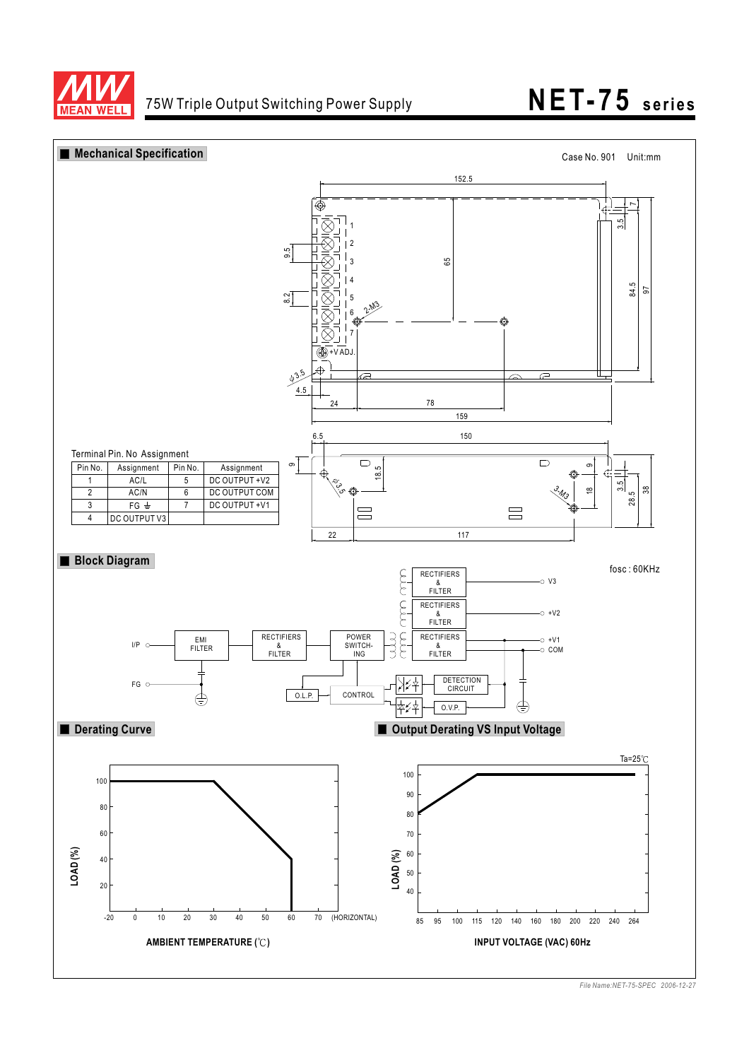# 75W Triple Output Switching Power Supply

# NET-75 series

## Mechanical Specification

Case No. 901 Unit:mm

152.5
7
3.5
84.5
97
65
9.5
8.2
1
2
3
4
5
6
7
2-M3
+V ADJ.
φ3.5
4.5
24
78
159
6.5
150
9
18.5
φ3.5
9
3-M3
18
3.5
28.5
38
22
117

Terminal Pin. No Assignment

| Pin No. | Assignment | Pin No. | Assignment |
|---|---|---|---|
| 1 | AC/L | 5 | DC OUTPUT +V2 |
| 2 | AC/N | 6 | DC OUTPUT COM |
| 3 | FG ⏚ | 7 | DC OUTPUT +V1 |
| 4 | DC OUTPUT V3 | | |

## Block Diagram

fosc : 60KHz

I/P
FG
EMI FILTER
RECTIFIERS & FILTER
POWER SWITCH-ING
RECTIFIERS & FILTER
RECTIFIERS & FILTER
RECTIFIERS & FILTER
V3
+V2
+V1
COM
DETECTION CIRCUIT
O.V.P.
CONTROL
O.L.P.

## Derating Curve

100
80
60
40
20
LOAD (%)
-20
0
10
20
30
40
50
60
70
(HORIZONTAL)
AMBIENT TEMPERATURE (℃)

## Output Derating VS Input Voltage

Ta=25℃
100
90
80
70
60
50
40
LOAD (%)
85
95
100
115
120
140
160
180
200
220
240
264
INPUT VOLTAGE (VAC) 60Hz

*File Name:NET-75-SPEC 2006-12-27*